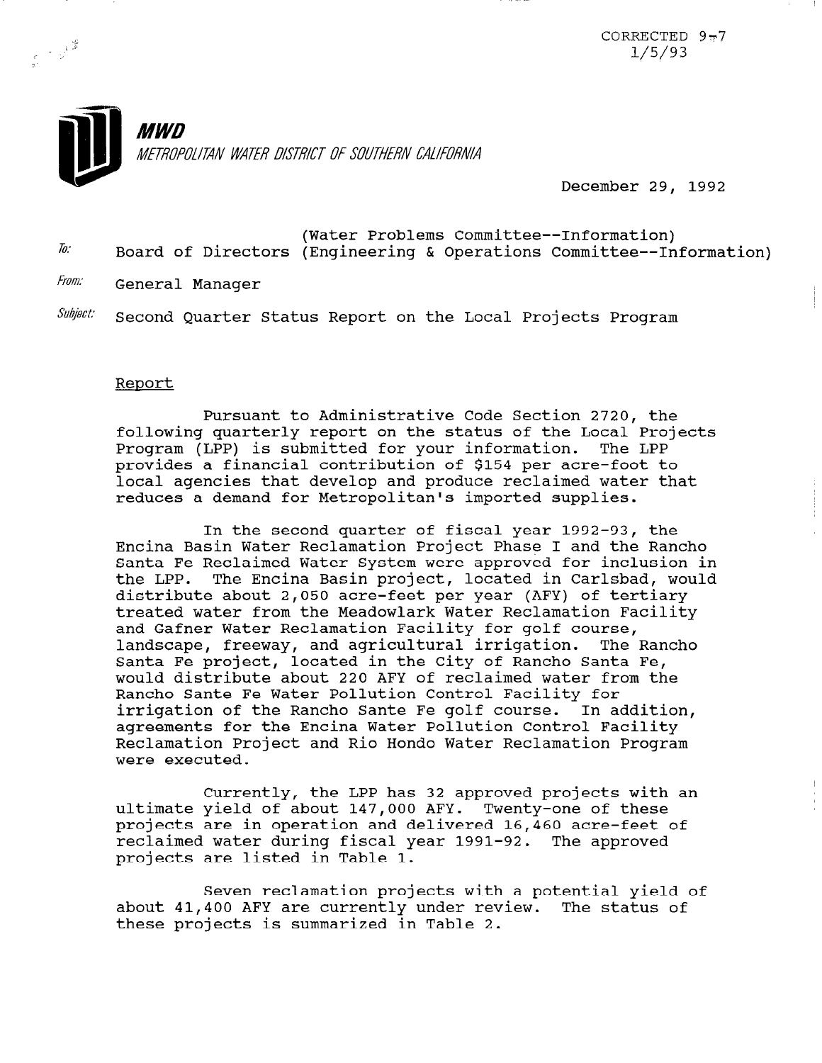CORRECTED 9-7
1/5/93

**MWD**
*METROPOLITAN WATER DISTRICT OF SOUTHERN CALIFORNIA*

December 29, 1992

*To:* Board of Directors (Water Problems Committee--Information) (Engineering & Operations Committee--Information)

*From:* General Manager

*Subject:* Second Quarter Status Report on the Local Projects Program

## Report

Pursuant to Administrative Code Section 2720, the following quarterly report on the status of the Local Projects Program (LPP) is submitted for your information. The LPP provides a financial contribution of $154 per acre-foot to local agencies that develop and produce reclaimed water that reduces a demand for Metropolitan's imported supplies.

In the second quarter of fiscal year 1992-93, the Encina Basin Water Reclamation Project Phase I and the Rancho Santa Fe Reclaimed Water System were approved for inclusion in the LPP. The Encina Basin project, located in Carlsbad, would distribute about 2,050 acre-feet per year (AFY) of tertiary treated water from the Meadowlark Water Reclamation Facility and Gafner Water Reclamation Facility for golf course, landscape, freeway, and agricultural irrigation. The Rancho Santa Fe project, located in the City of Rancho Santa Fe, would distribute about 220 AFY of reclaimed water from the Rancho Sante Fe Water Pollution Control Facility for irrigation of the Rancho Sante Fe golf course. In addition, agreements for the Encina Water Pollution Control Facility Reclamation Project and Rio Hondo Water Reclamation Program were executed.

Currently, the LPP has 32 approved projects with an ultimate yield of about 147,000 AFY. Twenty-one of these projects are in operation and delivered 16,460 acre-feet of reclaimed water during fiscal year 1991-92. The approved projects are listed in Table 1.

Seven reclamation projects with a potential yield of about 41,400 AFY are currently under review. The status of these projects is summarized in Table 2.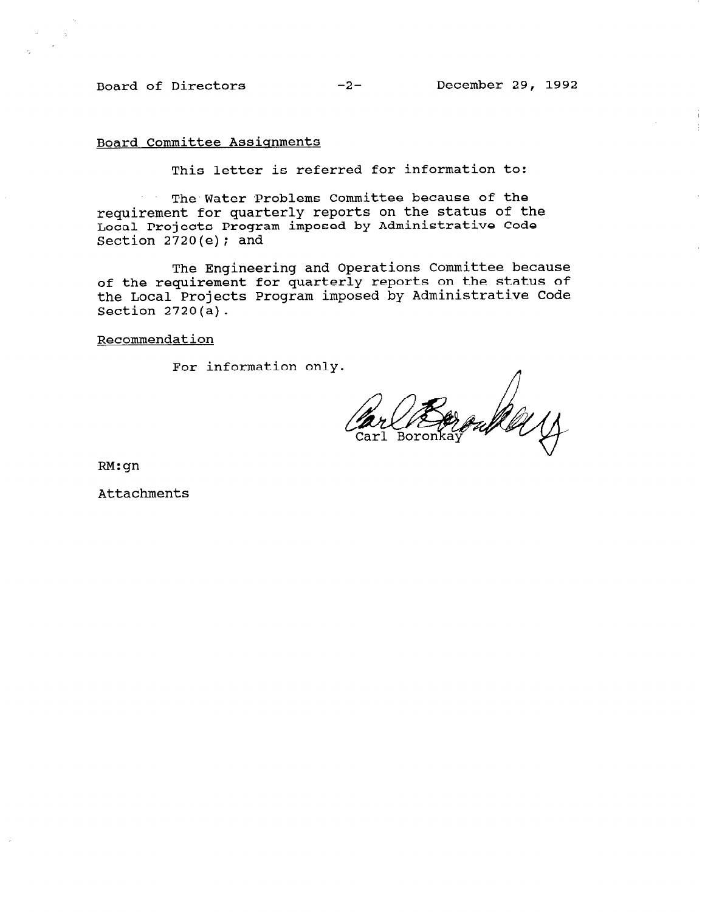Board Committee Assignments

This letter is referred for information to:

The Water Problems Committee because of the requirement for quarterly reports on the status of the Local Projects Program imposed by Administrative Code Section 2720(e); and

The Engineering and Operations Committee because of the requirement for quarterly reports on the status of the Local Projects Program imposed by Administrative Code Section 2720(a).

Recommendation

For information only.

Carl Boronkay

RM:gn

Attachments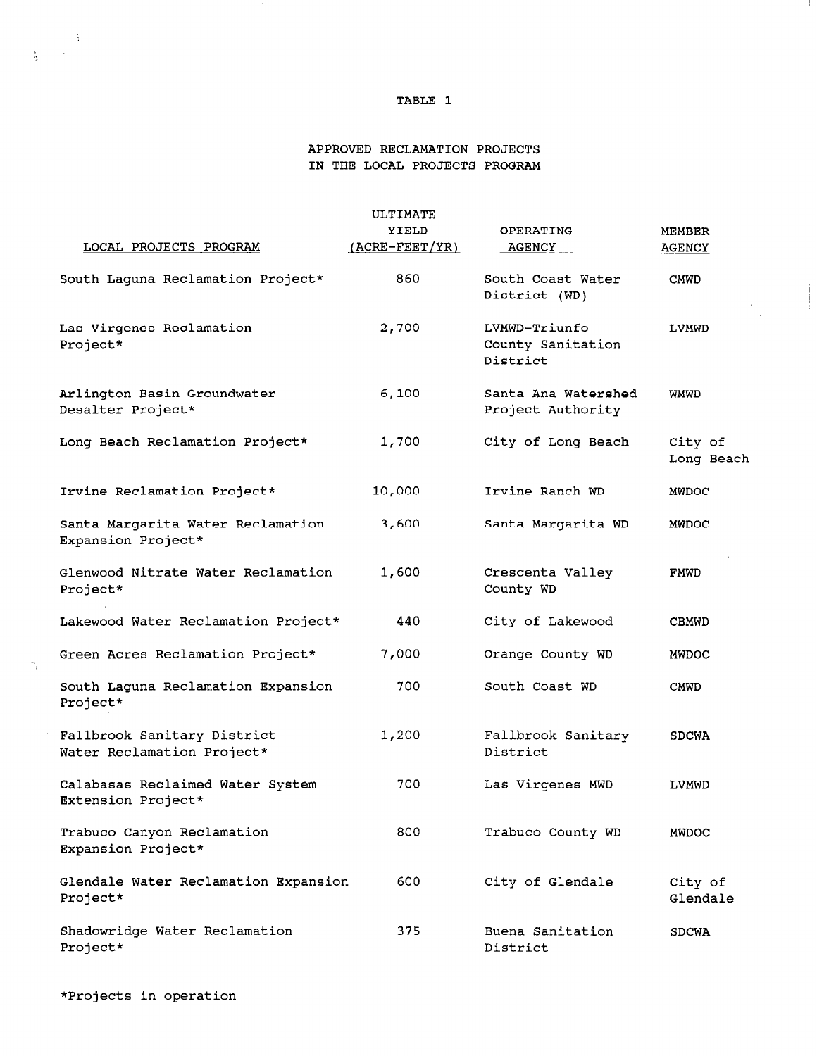TABLE 1

APPROVED RECLAMATION PROJECTS
IN THE LOCAL PROJECTS PROGRAM

| LOCAL PROJECTS PROGRAM | ULTIMATE YIELD (ACRE-FEET/YR) | OPERATING AGENCY | MEMBER AGENCY |
|---|---|---|---|
| South Laguna Reclamation Project* | 860 | South Coast Water District (WD) | CMWD |
| Las Virgenes Reclamation Project* | 2,700 | LVMWD-Triunfo County Sanitation District | LVMWD |
| Arlington Basin Groundwater Desalter Project* | 6,100 | Santa Ana Watershed Project Authority | WMWD |
| Long Beach Reclamation Project* | 1,700 | City of Long Beach | City of Long Beach |
| Irvine Reclamation Project* | 10,000 | Irvine Ranch WD | MWDOC |
| Santa Margarita Water Reclamation Expansion Project* | 3,600 | Santa Margarita WD | MWDOC |
| Glenwood Nitrate Water Reclamation Project* | 1,600 | Crescenta Valley County WD | FMWD |
| Lakewood Water Reclamation Project* | 440 | City of Lakewood | CBMWD |
| Green Acres Reclamation Project* | 7,000 | Orange County WD | MWDOC |
| South Laguna Reclamation Expansion Project* | 700 | South Coast WD | CMWD |
| Fallbrook Sanitary District Water Reclamation Project* | 1,200 | Fallbrook Sanitary District | SDCWA |
| Calabasas Reclaimed Water System Extension Project* | 700 | Las Virgenes MWD | LVMWD |
| Trabuco Canyon Reclamation Expansion Project* | 800 | Trabuco County WD | MWDOC |
| Glendale Water Reclamation Expansion Project* | 600 | City of Glendale | City of Glendale |
| Shadowridge Water Reclamation Project* | 375 | Buena Sanitation District | SDCWA |

*Projects in operation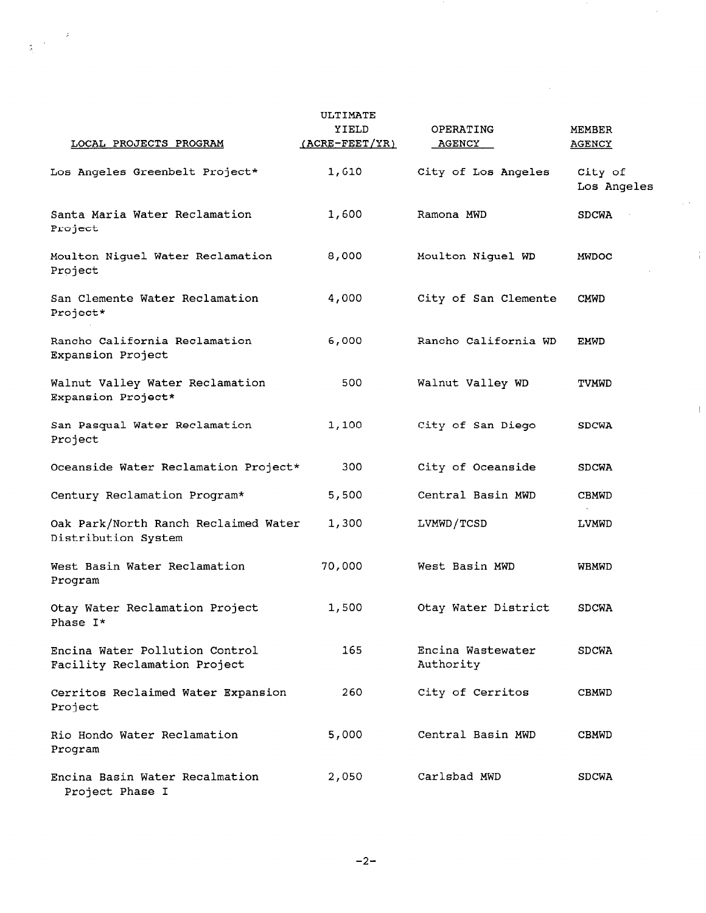| LOCAL PROJECTS PROGRAM | ULTIMATE YIELD (ACRE-FEET/YR) | OPERATING AGENCY | MEMBER AGENCY |
|---|---|---|---|
| Los Angeles Greenbelt Project* | 1,610 | City of Los Angeles | City of Los Angeles |
| Santa Maria Water Reclamation Project | 1,600 | Ramona MWD | SDCWA |
| Moulton Niguel Water Reclamation Project | 8,000 | Moulton Niguel WD | MWDOC |
| San Clemente Water Reclamation Project* | 4,000 | City of San Clemente | CMWD |
| Rancho California Reclamation Expansion Project | 6,000 | Rancho California WD | EMWD |
| Walnut Valley Water Reclamation Expansion Project* | 500 | Walnut Valley WD | TVMWD |
| San Pasqual Water Reclamation Project | 1,100 | City of San Diego | SDCWA |
| Oceanside Water Reclamation Project* | 300 | City of Oceanside | SDCWA |
| Century Reclamation Program* | 5,500 | Central Basin MWD | CBMWD |
| Oak Park/North Ranch Reclaimed Water Distribution System | 1,300 | LVMWD/TCSD | LVMWD |
| West Basin Water Reclamation Program | 70,000 | West Basin MWD | WBMWD |
| Otay Water Reclamation Project Phase I* | 1,500 | Otay Water District | SDCWA |
| Encina Water Pollution Control Facility Reclamation Project | 165 | Encina Wastewater Authority | SDCWA |
| Cerritos Reclaimed Water Expansion Project | 260 | City of Cerritos | CBMWD |
| Rio Hondo Water Reclamation Program | 5,000 | Central Basin MWD | CBMWD |
| Encina Basin Water Recalmation Project Phase I | 2,050 | Carlsbad MWD | SDCWA |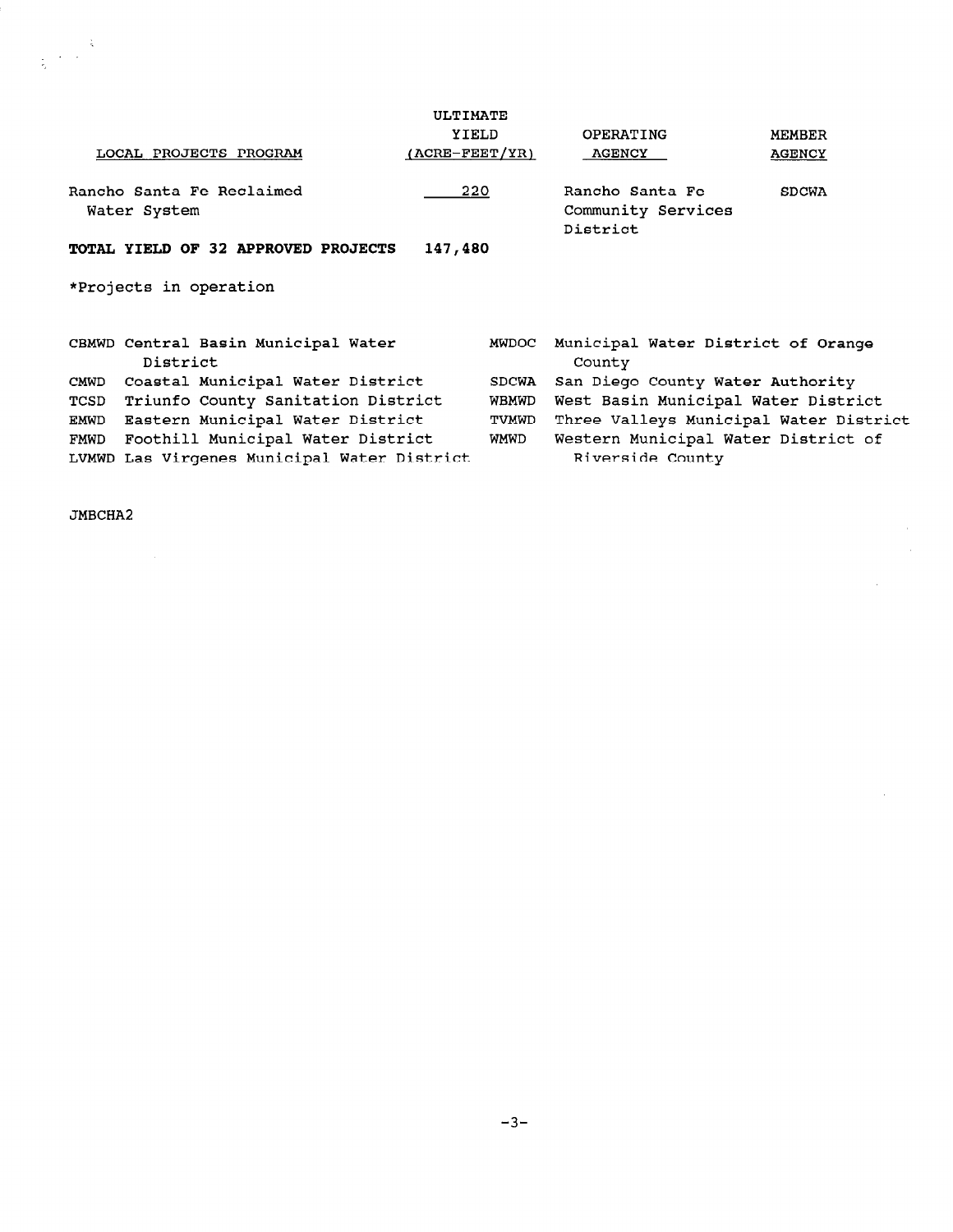| LOCAL PROJECTS PROGRAM | ULTIMATE YIELD (ACRE-FEET/YR) | OPERATING AGENCY | MEMBER AGENCY |
|---|---|---|---|
| Rancho Santa Fe Reclaimed Water System | 220 | Rancho Santa Fe Community Services District | SDCWA |
| **TOTAL YIELD OF 32 APPROVED PROJECTS** | **147,480** | | |

*Projects in operation

| | | | |
|---|---|---|---|
| CBMWD | Central Basin Municipal Water District | MWDOC | Municipal Water District of Orange County |
| CMWD | Coastal Municipal Water District | SDCWA | San Diego County Water Authority |
| TCSD | Triunfo County Sanitation District | WBMWD | West Basin Municipal Water District |
| EMWD | Eastern Municipal Water District | TVMWD | Three Valleys Municipal Water District |
| FMWD | Foothill Municipal Water District | WMWD | Western Municipal Water District of Riverside County |
| LVMWD | Las Virgenes Municipal Water District | | |

JMBCHA2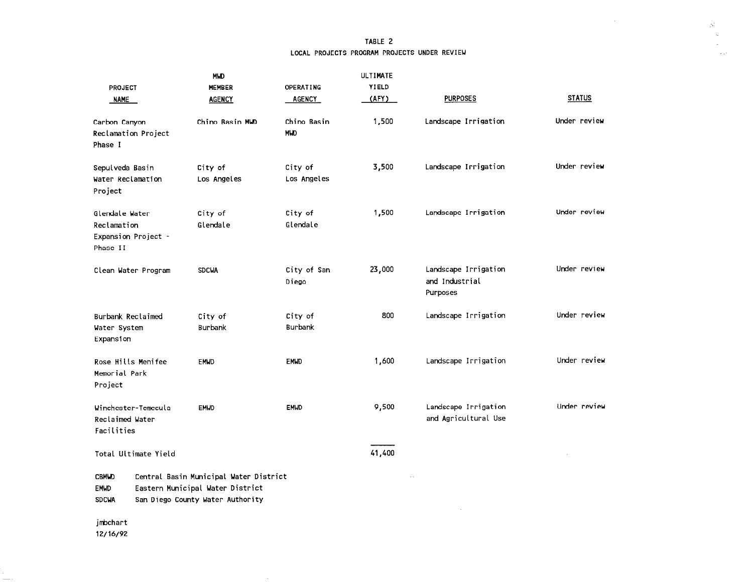TABLE 2
LOCAL PROJECTS PROGRAM PROJECTS UNDER REVIEW

| PROJECT NAME | MWD MEMBER AGENCY | OPERATING AGENCY | ULTIMATE YIELD (AFY) | PURPOSES | STATUS |
|---|---|---|---|---|---|
| Carbon Canyon Reclamation Project Phase I | Chino Basin MWD | Chino Basin MWD | 1,500 | Landscape Irrigation | Under review |
| Sepulveda Basin Water Reclamation Project | City of Los Angeles | City of Los Angeles | 3,500 | Landscape Irrigation | Under review |
| Glendale Water Reclamation Expansion Project - Phase II | City of Glendale | City of Glendale | 1,500 | Landscape Irrigation | Under review |
| Clean Water Program | SDCWA | City of San Diego | 23,000 | Landscape Irrigation and Industrial Purposes | Under review |
| Burbank Reclaimed Water System Expansion | City of Burbank | City of Burbank | 800 | Landscape Irrigation | Under review |
| Rose Hills Menifee Memorial Park Project | EMWD | EMWD | 1,600 | Landscape Irrigation | Under review |
| Winchester-Temecula Reclaimed Water Facilities | EMWD | EMWD | 9,500 | Landscape Irrigation and Agricultural Use | Under review |
| Total Ultimate Yield | | | 41,400 | | |

CBMWD Central Basin Municipal Water District
EMWD Eastern Municipal Water District
SDCWA San Diego County Water Authority

jmbchart
12/16/92